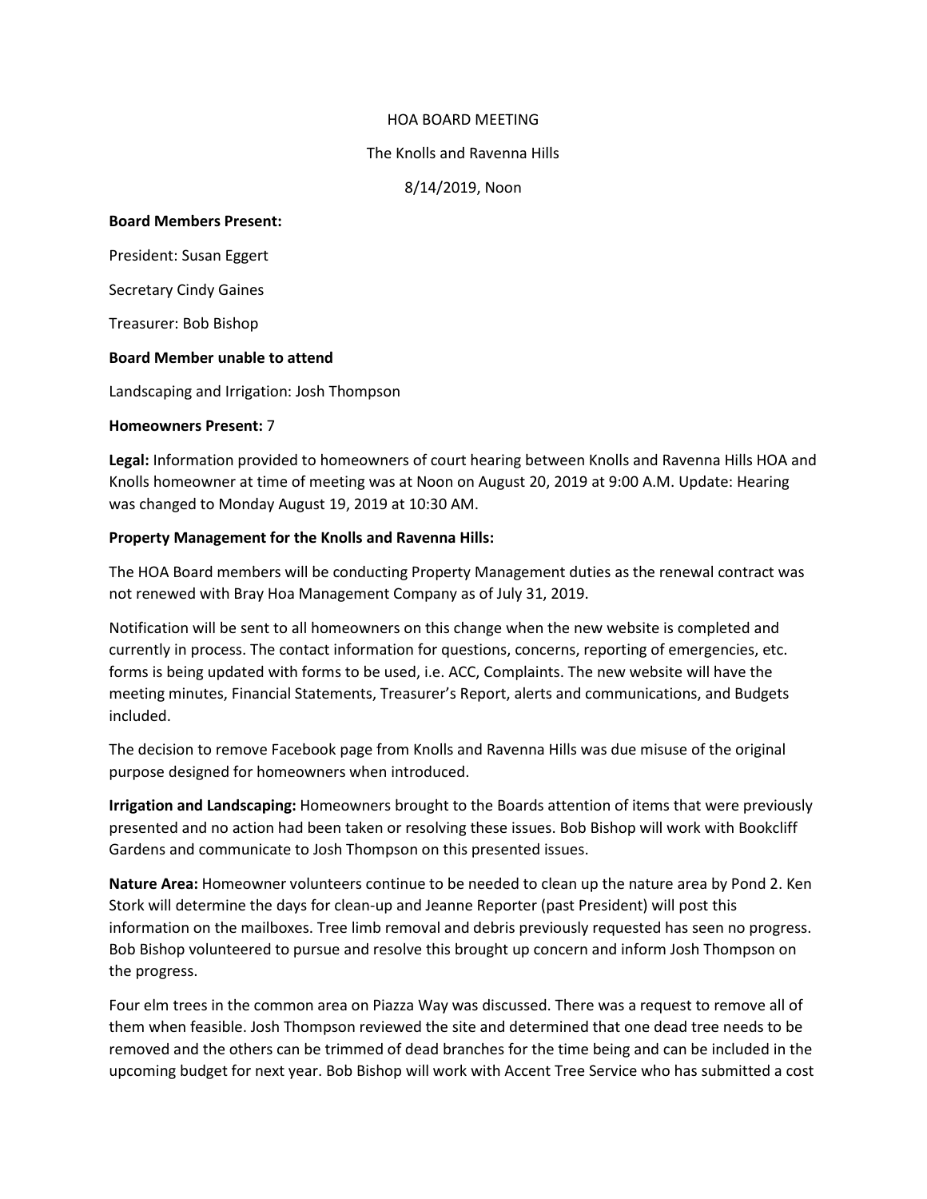HOA BOARD MEETING

The Knolls and Ravenna Hills

8/14/2019, Noon

**Board Members Present:**

President: Susan Eggert

Secretary Cindy Gaines

Treasurer: Bob Bishop

**Board Member unable to attend**

Landscaping and Irrigation: Josh Thompson

**Homeowners Present:** 7

**Legal:** Information provided to homeowners of court hearing between Knolls and Ravenna Hills HOA and Knolls homeowner at time of meeting was at Noon on August 20, 2019 at 9:00 A.M. Update: Hearing was changed to Monday August 19, 2019 at 10:30 AM.

**Property Management for the Knolls and Ravenna Hills:**

The HOA Board members will be conducting Property Management duties as the renewal contract was not renewed with Bray Hoa Management Company as of July 31, 2019.

Notification will be sent to all homeowners on this change when the new website is completed and currently in process. The contact information for questions, concerns, reporting of emergencies, etc. forms is being updated with forms to be used, i.e. ACC, Complaints. The new website will have the meeting minutes, Financial Statements, Treasurer's Report, alerts and communications, and Budgets included.

The decision to remove Facebook page from Knolls and Ravenna Hills was due misuse of the original purpose designed for homeowners when introduced.

**Irrigation and Landscaping:** Homeowners brought to the Boards attention of items that were previously presented and no action had been taken or resolving these issues. Bob Bishop will work with Bookcliff Gardens and communicate to Josh Thompson on this presented issues.

**Nature Area:** Homeowner volunteers continue to be needed to clean up the nature area by Pond 2. Ken Stork will determine the days for clean-up and Jeanne Reporter (past President) will post this information on the mailboxes. Tree limb removal and debris previously requested has seen no progress. Bob Bishop volunteered to pursue and resolve this brought up concern and inform Josh Thompson on the progress.

Four elm trees in the common area on Piazza Way was discussed. There was a request to remove all of them when feasible. Josh Thompson reviewed the site and determined that one dead tree needs to be removed and the others can be trimmed of dead branches for the time being and can be included in the upcoming budget for next year. Bob Bishop will work with Accent Tree Service who has submitted a cost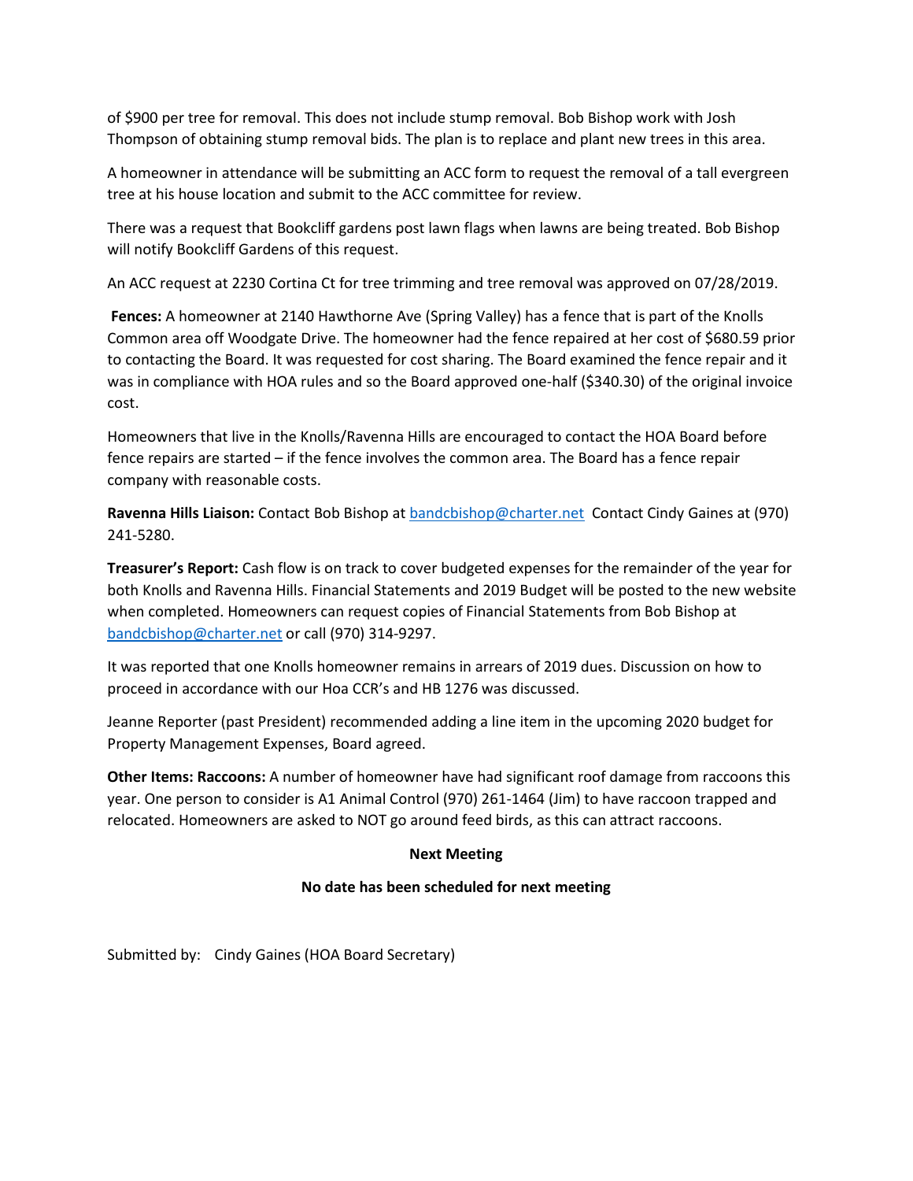of $900 per tree for removal. This does not include stump removal. Bob Bishop work with Josh Thompson of obtaining stump removal bids. The plan is to replace and plant new trees in this area.

A homeowner in attendance will be submitting an ACC form to request the removal of a tall evergreen tree at his house location and submit to the ACC committee for review.

There was a request that Bookcliff gardens post lawn flags when lawns are being treated. Bob Bishop will notify Bookcliff Gardens of this request.

An ACC request at 2230 Cortina Ct for tree trimming and tree removal was approved on 07/28/2019.

**Fences:** A homeowner at 2140 Hawthorne Ave (Spring Valley) has a fence that is part of the Knolls Common area off Woodgate Drive. The homeowner had the fence repaired at her cost of $680.59 prior to contacting the Board. It was requested for cost sharing. The Board examined the fence repair and it was in compliance with HOA rules and so the Board approved one-half ($340.30) of the original invoice cost.

Homeowners that live in the Knolls/Ravenna Hills are encouraged to contact the HOA Board before fence repairs are started – if the fence involves the common area. The Board has a fence repair company with reasonable costs.

**Ravenna Hills Liaison:** Contact Bob Bishop at bandcbishop@charter.net Contact Cindy Gaines at (970) 241-5280.

**Treasurer's Report:** Cash flow is on track to cover budgeted expenses for the remainder of the year for both Knolls and Ravenna Hills. Financial Statements and 2019 Budget will be posted to the new website when completed. Homeowners can request copies of Financial Statements from Bob Bishop at bandcbishop@charter.net or call (970) 314-9297.

It was reported that one Knolls homeowner remains in arrears of 2019 dues. Discussion on how to proceed in accordance with our Hoa CCR's and HB 1276 was discussed.

Jeanne Reporter (past President) recommended adding a line item in the upcoming 2020 budget for Property Management Expenses, Board agreed.

**Other Items: Raccoons:** A number of homeowner have had significant roof damage from raccoons this year. One person to consider is A1 Animal Control (970) 261-1464 (Jim) to have raccoon trapped and relocated. Homeowners are asked to NOT go around feed birds, as this can attract raccoons.

**Next Meeting**

**No date has been scheduled for next meeting**

Submitted by: Cindy Gaines (HOA Board Secretary)